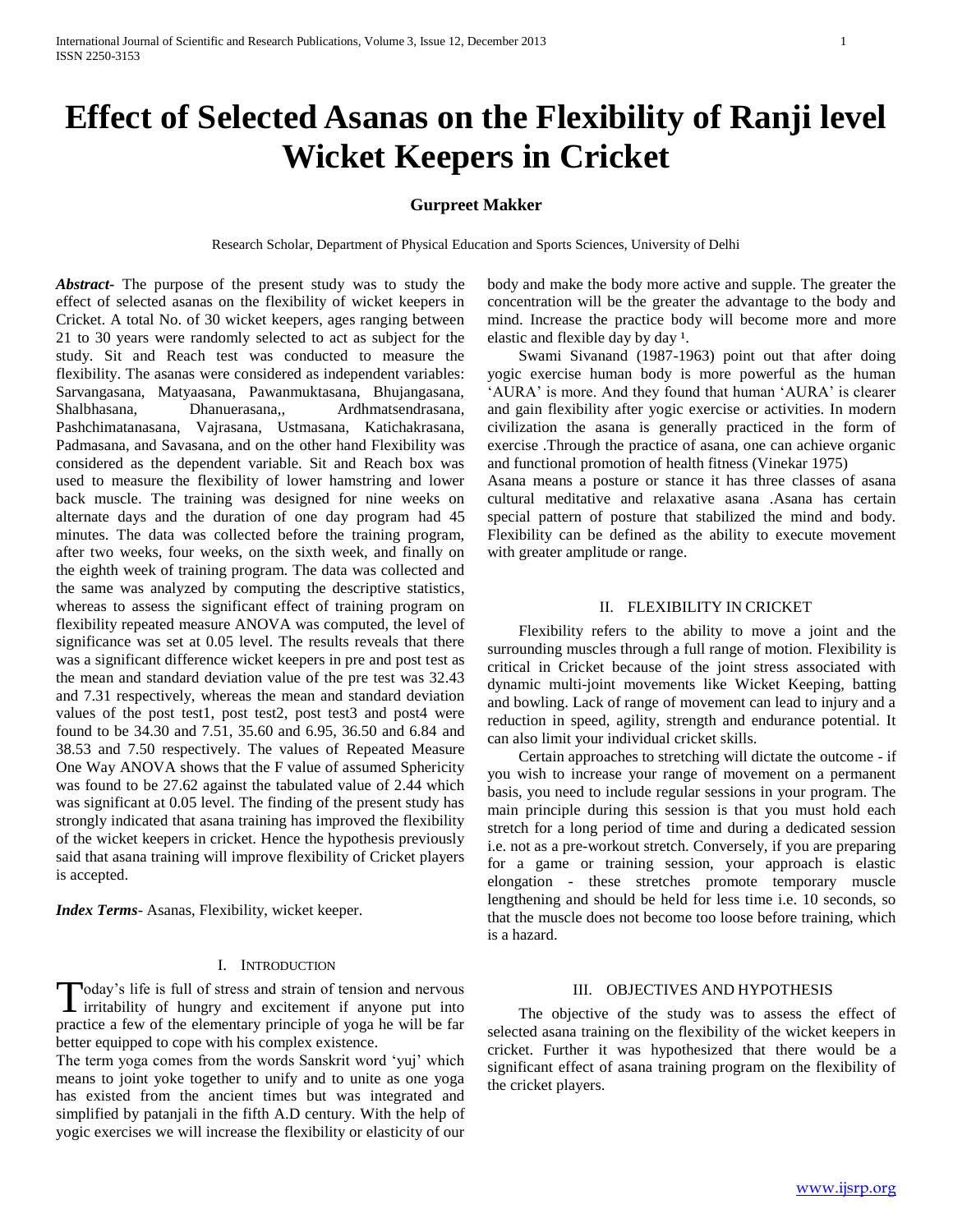# Effect of Selected Asanas on the Flexibility of Ranji level Wicket Keepers in Cricket

**Gurpreet Makker**

Research Scholar, Department of Physical Education and Sports Sciences, University of Delhi

***Abstract-*** The purpose of the present study was to study the effect of selected asanas on the flexibility of wicket keepers in Cricket. A total No. of 30 wicket keepers, ages ranging between 21 to 30 years were randomly selected to act as subject for the study. Sit and Reach test was conducted to measure the flexibility. The asanas were considered as independent variables: Sarvangasana, Matyaasana, Pawanmuktasana, Bhujangasana, Shalbhasana, Dhanuerasana,, Ardhmatsendrasana, Pashchimatanasana, Vajrasana, Ustmasana, Katichakrasana, Padmasana, and Savasana, and on the other hand Flexibility was considered as the dependent variable. Sit and Reach box was used to measure the flexibility of lower hamstring and lower back muscle. The training was designed for nine weeks on alternate days and the duration of one day program had 45 minutes. The data was collected before the training program, after two weeks, four weeks, on the sixth week, and finally on the eighth week of training program. The data was collected and the same was analyzed by computing the descriptive statistics, whereas to assess the significant effect of training program on flexibility repeated measure ANOVA was computed, the level of significance was set at 0.05 level. The results reveals that there was a significant difference wicket keepers in pre and post test as the mean and standard deviation value of the pre test was 32.43 and 7.31 respectively, whereas the mean and standard deviation values of the post test1, post test2, post test3 and post4 were found to be 34.30 and 7.51, 35.60 and 6.95, 36.50 and 6.84 and 38.53 and 7.50 respectively. The values of Repeated Measure One Way ANOVA shows that the F value of assumed Sphericity was found to be 27.62 against the tabulated value of 2.44 which was significant at 0.05 level. The finding of the present study has strongly indicated that asana training has improved the flexibility of the wicket keepers in cricket. Hence the hypothesis previously said that asana training will improve flexibility of Cricket players is accepted.

***Index Terms-*** Asanas, Flexibility, wicket keeper.

## I. INTRODUCTION

Today's life is full of stress and strain of tension and nervous irritability of hungry and excitement if anyone put into practice a few of the elementary principle of yoga he will be far better equipped to cope with his complex existence.

The term yoga comes from the words Sanskrit word 'yuj' which means to joint yoke together to unify and to unite as one yoga has existed from the ancient times but was integrated and simplified by patanjali in the fifth A.D century. With the help of yogic exercises we will increase the flexibility or elasticity of our body and make the body more active and supple. The greater the concentration will be the greater the advantage to the body and mind. Increase the practice body will become more and more elastic and flexible day by day [1].

Swami Sivanand (1987-1963) point out that after doing yogic exercise human body is more powerful as the human 'AURA' is more. And they found that human 'AURA' is clearer and gain flexibility after yogic exercise or activities. In modern civilization the asana is generally practiced in the form of exercise .Through the practice of asana, one can achieve organic and functional promotion of health fitness (Vinekar 1975)

Asana means a posture or stance it has three classes of asana cultural meditative and relaxative asana .Asana has certain special pattern of posture that stabilized the mind and body. Flexibility can be defined as the ability to execute movement with greater amplitude or range.

## II. FLEXIBILITY IN CRICKET

Flexibility refers to the ability to move a joint and the surrounding muscles through a full range of motion. Flexibility is critical in Cricket because of the joint stress associated with dynamic multi-joint movements like Wicket Keeping, batting and bowling. Lack of range of movement can lead to injury and a reduction in speed, agility, strength and endurance potential. It can also limit your individual cricket skills.

Certain approaches to stretching will dictate the outcome - if you wish to increase your range of movement on a permanent basis, you need to include regular sessions in your program. The main principle during this session is that you must hold each stretch for a long period of time and during a dedicated session i.e. not as a pre-workout stretch. Conversely, if you are preparing for a game or training session, your approach is elastic elongation - these stretches promote temporary muscle lengthening and should be held for less time i.e. 10 seconds, so that the muscle does not become too loose before training, which is a hazard.

## III. OBJECTIVES AND HYPOTHESIS

The objective of the study was to assess the effect of selected asana training on the flexibility of the wicket keepers in cricket. Further it was hypothesized that there would be a significant effect of asana training program on the flexibility of the cricket players.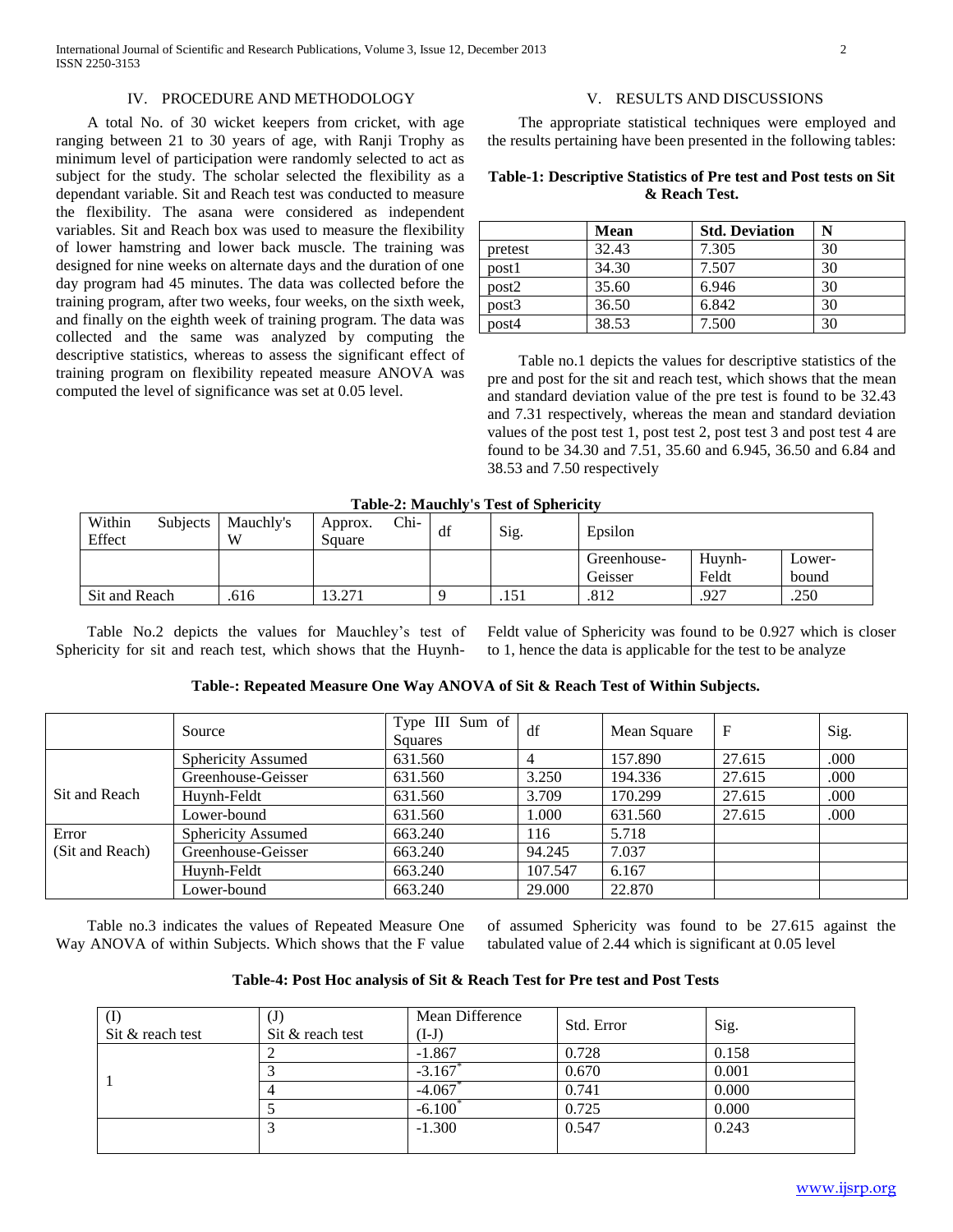## IV. PROCEDURE AND METHODOLOGY

A total No. of 30 wicket keepers from cricket, with age ranging between 21 to 30 years of age, with Ranji Trophy as minimum level of participation were randomly selected to act as subject for the study. The scholar selected the flexibility as a dependant variable. Sit and Reach test was conducted to measure the flexibility. The asana were considered as independent variables. Sit and Reach box was used to measure the flexibility of lower hamstring and lower back muscle. The training was designed for nine weeks on alternate days and the duration of one day program had 45 minutes. The data was collected before the training program, after two weeks, four weeks, on the sixth week, and finally on the eighth week of training program. The data was collected and the same was analyzed by computing the descriptive statistics, whereas to assess the significant effect of training program on flexibility repeated measure ANOVA was computed the level of significance was set at 0.05 level.

## V. RESULTS AND DISCUSSIONS

The appropriate statistical techniques were employed and the results pertaining have been presented in the following tables:

**Table-1: Descriptive Statistics of Pre test and Post tests on Sit & Reach Test.**

| | Mean | Std. Deviation | N |
|---|---|---|---|
| pretest | 32.43 | 7.305 | 30 |
| post1 | 34.30 | 7.507 | 30 |
| post2 | 35.60 | 6.946 | 30 |
| post3 | 36.50 | 6.842 | 30 |
| post4 | 38.53 | 7.500 | 30 |

Table no.1 depicts the values for descriptive statistics of the pre and post for the sit and reach test, which shows that the mean and standard deviation value of the pre test is found to be 32.43 and 7.31 respectively, whereas the mean and standard deviation values of the post test 1, post test 2, post test 3 and post test 4 are found to be 34.30 and 7.51, 35.60 and 6.945, 36.50 and 6.84 and 38.53 and 7.50 respectively

**Table-2: Mauchly's Test of Sphericity**

| Within Subjects Effect | Mauchly's W | Approx. Chi-Square | df | Sig. | Epsilon | | |
|---|---|---|---|---|---|---|---|
| | | | | | Greenhouse-Geisser | Huynh-Feldt | Lower-bound |
| Sit and Reach | .616 | 13.271 | 9 | .151 | .812 | .927 | .250 |

Table No.2 depicts the values for Mauchley's test of Sphericity for sit and reach test, which shows that the Huynh-Feldt value of Sphericity was found to be 0.927 which is closer to 1, hence the data is applicable for the test to be analyze

**Table-: Repeated Measure One Way ANOVA of Sit & Reach Test of Within Subjects.**

| | Source | Type III Sum of Squares | df | Mean Square | F | Sig. |
|---|---|---|---|---|---|---|
| Sit and Reach | Sphericity Assumed | 631.560 | 4 | 157.890 | 27.615 | .000 |
| | Greenhouse-Geisser | 631.560 | 3.250 | 194.336 | 27.615 | .000 |
| | Huynh-Feldt | 631.560 | 3.709 | 170.299 | 27.615 | .000 |
| | Lower-bound | 631.560 | 1.000 | 631.560 | 27.615 | .000 |
| Error (Sit and Reach) | Sphericity Assumed | 663.240 | 116 | 5.718 | | |
| | Greenhouse-Geisser | 663.240 | 94.245 | 7.037 | | |
| | Huynh-Feldt | 663.240 | 107.547 | 6.167 | | |
| | Lower-bound | 663.240 | 29.000 | 22.870 | | |

Table no.3 indicates the values of Repeated Measure One Way ANOVA of within Subjects. Which shows that the F value of assumed Sphericity was found to be 27.615 against the tabulated value of 2.44 which is significant at 0.05 level

**Table-4: Post Hoc analysis of Sit & Reach Test for Pre test and Post Tests**

| (I) Sit & reach test | (J) Sit & reach test | Mean Difference (I-J) | Std. Error | Sig. |
|---|---|---|---|---|
| 1 | 2 | -1.867 | 0.728 | 0.158 |
| | 3 | -3.167* | 0.670 | 0.001 |
| | 4 | -4.067* | 0.741 | 0.000 |
| | 5 | -6.100* | 0.725 | 0.000 |
| | 3 | -1.300 | 0.547 | 0.243 |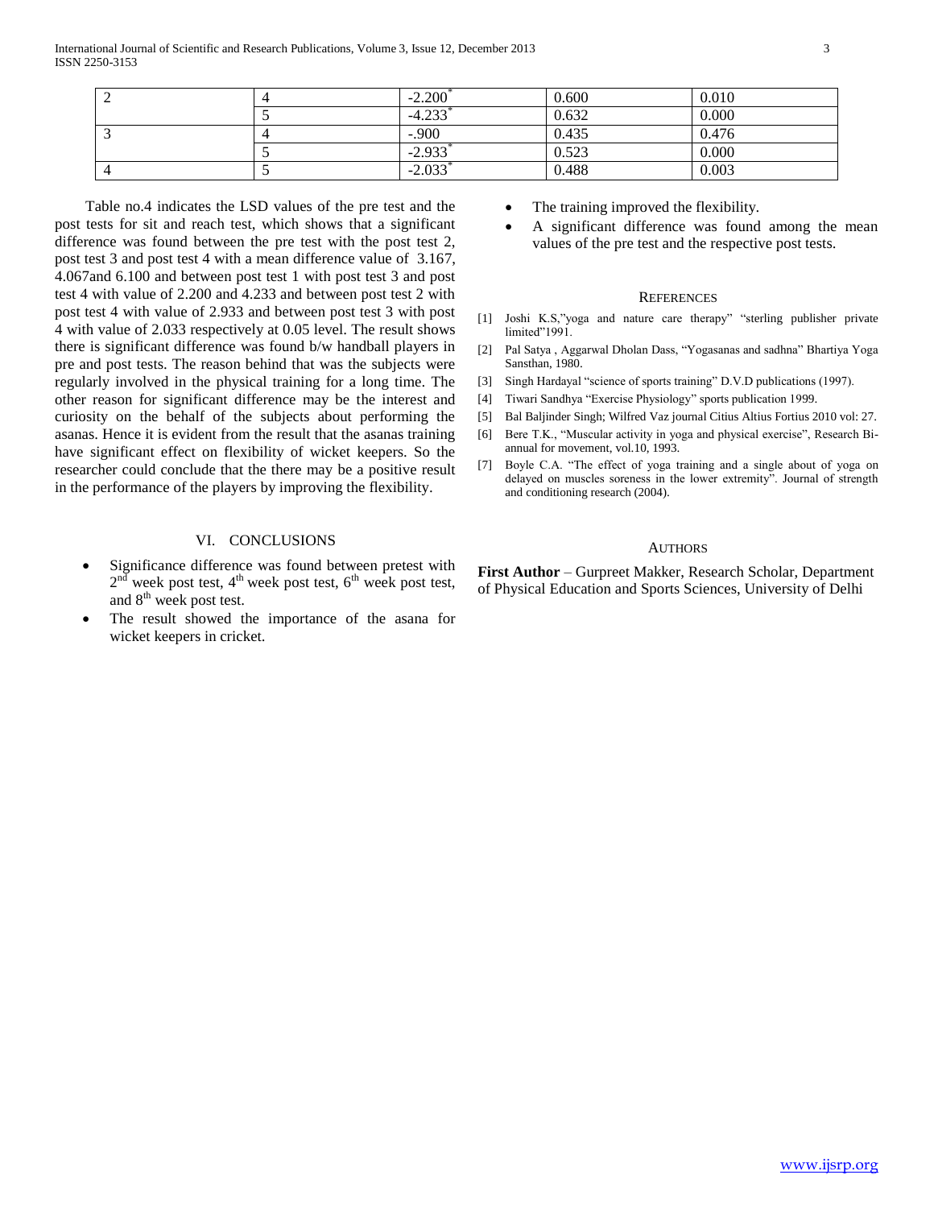| | | | | |
|---|---|---|---|---|
| 2 | 4 | -2.200* | 0.600 | 0.010 |
| | 5 | -4.233* | 0.632 | 0.000 |
| 3 | 4 | -.900 | 0.435 | 0.476 |
| | 5 | -2.933* | 0.523 | 0.000 |
| 4 | 5 | -2.033* | 0.488 | 0.003 |

Table no.4 indicates the LSD values of the pre test and the post tests for sit and reach test, which shows that a significant difference was found between the pre test with the post test 2, post test 3 and post test 4 with a mean difference value of 3.167, 4.067and 6.100 and between post test 1 with post test 3 and post test 4 with value of 2.200 and 4.233 and between post test 2 with post test 4 with value of 2.933 and between post test 3 with post 4 with value of 2.033 respectively at 0.05 level. The result shows there is significant difference was found b/w handball players in pre and post tests. The reason behind that was the subjects were regularly involved in the physical training for a long time. The other reason for significant difference may be the interest and curiosity on the behalf of the subjects about performing the asanas. Hence it is evident from the result that the asanas training have significant effect on flexibility of wicket keepers. So the researcher could conclude that the there may be a positive result in the performance of the players by improving the flexibility.

## VI. CONCLUSIONS

- Significance difference was found between pretest with 2nd week post test, 4th week post test, 6th week post test, and 8th week post test.
- The result showed the importance of the asana for wicket keepers in cricket.
- The training improved the flexibility.
- A significant difference was found among the mean values of the pre test and the respective post tests.

## REFERENCES

[1] Joshi K.S,"yoga and nature care therapy" "sterling publisher private limited"1991.

[2] Pal Satya , Aggarwal Dholan Dass, "Yogasanas and sadhna" Bhartiya Yoga Sansthan, 1980.

[3] Singh Hardayal "science of sports training" D.V.D publications (1997).

[4] Tiwari Sandhya "Exercise Physiology" sports publication 1999.

[5] Bal Baljinder Singh; Wilfred Vaz journal Citius Altius Fortius 2010 vol: 27.

[6] Bere T.K., "Muscular activity in yoga and physical exercise", Research Bi-annual for movement, vol.10, 1993.

[7] Boyle C.A. "The effect of yoga training and a single about of yoga on delayed on muscles soreness in the lower extremity". Journal of strength and conditioning research (2004).

## AUTHORS

**First Author** – Gurpreet Makker, Research Scholar, Department of Physical Education and Sports Sciences, University of Delhi